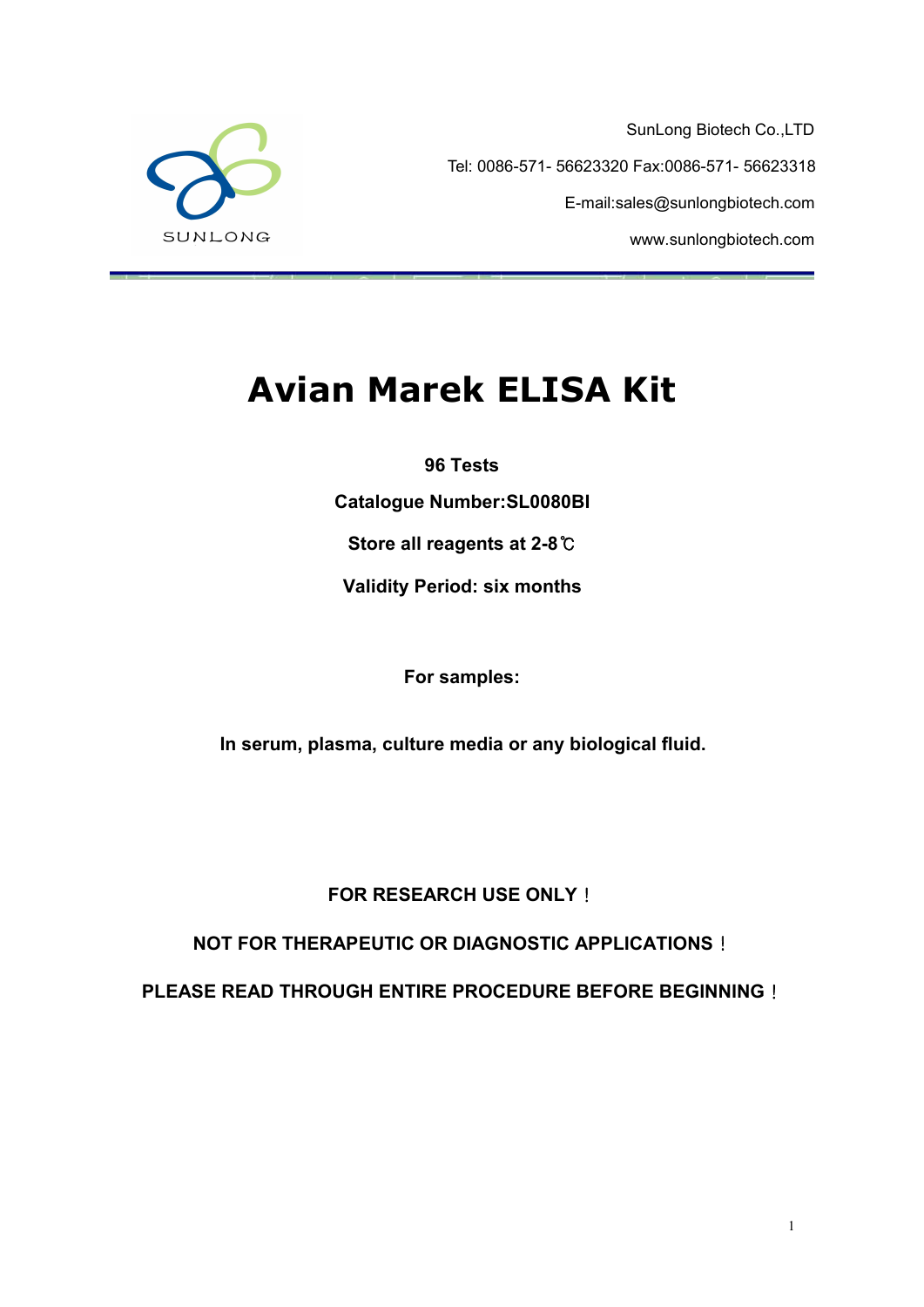SUNLONG

SunLong Biotech Co.,LTD

Tel: 0086-571- 56623320 Fax:0086-571- 56623318

E-mail:sales@sunlongbiotech.com

www.sunlongbiotech.com

# Avian Marek ELISA Kit

**96 Tests**

**Catalogue Number:SL0080BI**

**Store all reagents at 2-8℃**

**Validity Period: six months**

**For samples:**

**In serum, plasma, culture media or any biological fluid.**

**FOR RESEARCH USE ONLY！**

**NOT FOR THERAPEUTIC OR DIAGNOSTIC APPLICATIONS！**

**PLEASE READ THROUGH ENTIRE PROCEDURE BEFORE BEGINNING！**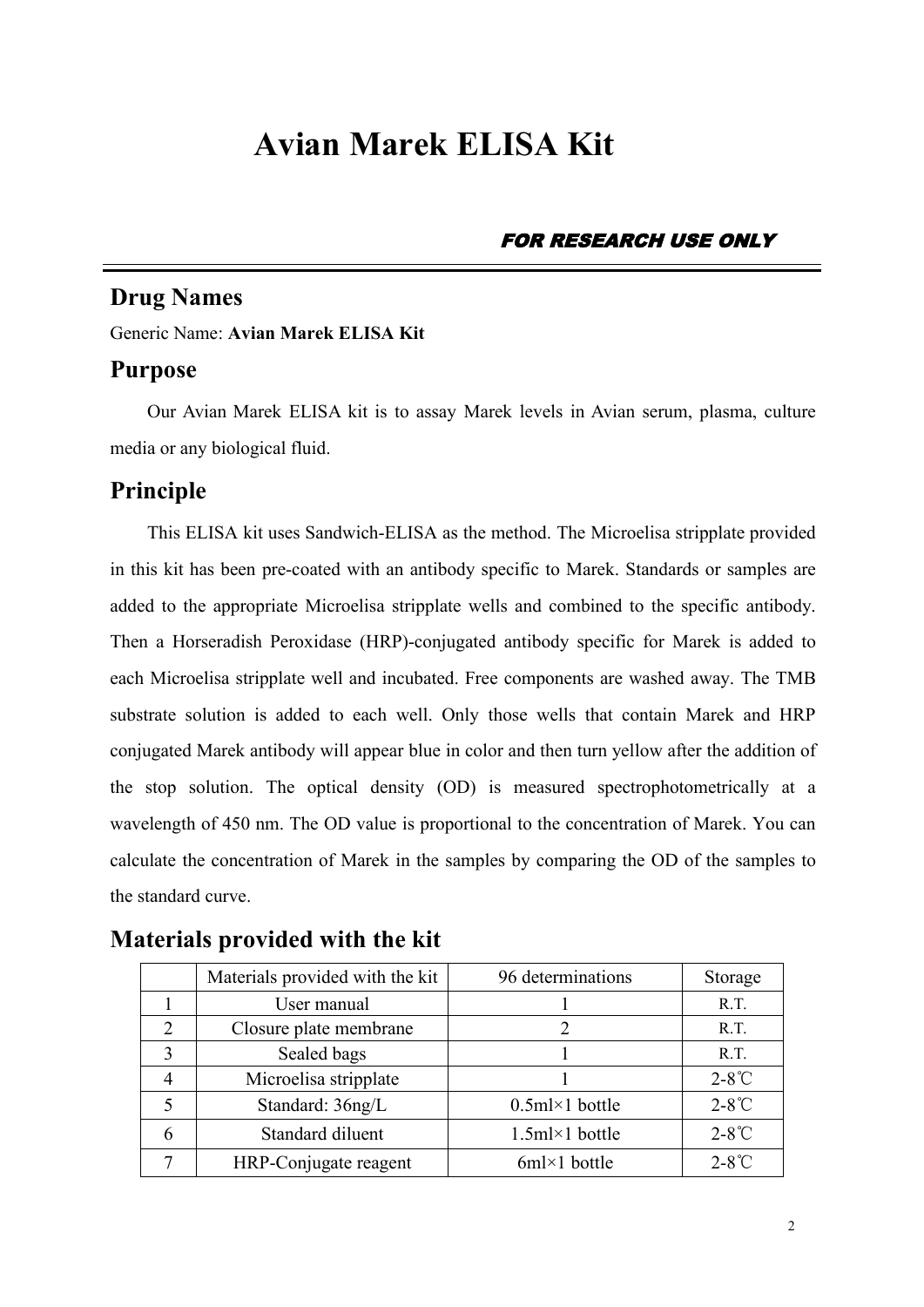# Avian Marek ELISA Kit

***FOR RESEARCH USE ONLY***

---

## Drug Names

Generic Name: **Avian Marek ELISA Kit**

## Purpose

Our Avian Marek ELISA kit is to assay Marek levels in Avian serum, plasma, culture media or any biological fluid.

## Principle

This ELISA kit uses Sandwich-ELISA as the method. The Microelisa stripplate provided in this kit has been pre-coated with an antibody specific to Marek. Standards or samples are added to the appropriate Microelisa stripplate wells and combined to the specific antibody. Then a Horseradish Peroxidase (HRP)-conjugated antibody specific for Marek is added to each Microelisa stripplate well and incubated. Free components are washed away. The TMB substrate solution is added to each well. Only those wells that contain Marek and HRP conjugated Marek antibody will appear blue in color and then turn yellow after the addition of the stop solution. The optical density (OD) is measured spectrophotometrically at a wavelength of 450 nm. The OD value is proportional to the concentration of Marek. You can calculate the concentration of Marek in the samples by comparing the OD of the samples to the standard curve.

## Materials provided with the kit

| | Materials provided with the kit | 96 determinations | Storage |
|---|---|---|---|
| 1 | User manual | 1 | R.T. |
| 2 | Closure plate membrane | 2 | R.T. |
| 3 | Sealed bags | 1 | R.T. |
| 4 | Microelisa stripplate | 1 | 2-8℃ |
| 5 | Standard: 36ng/L | 0.5ml×1 bottle | 2-8℃ |
| 6 | Standard diluent | 1.5ml×1 bottle | 2-8℃ |
| 7 | HRP-Conjugate reagent | 6ml×1 bottle | 2-8℃ |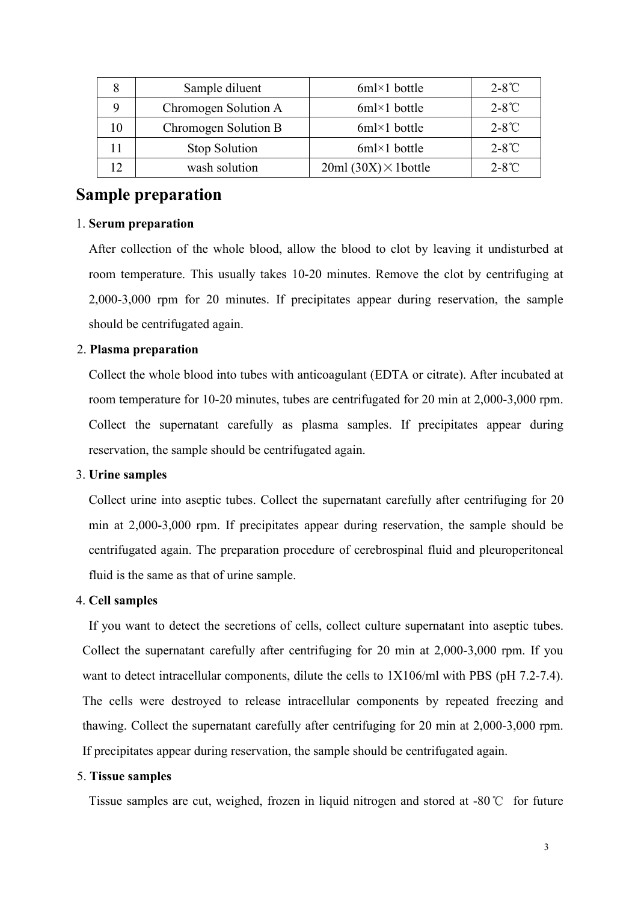| 8 | Sample diluent | 6ml×1 bottle | 2-8℃ |
|---|---|---|---|
| 9 | Chromogen Solution A | 6ml×1 bottle | 2-8℃ |
| 10 | Chromogen Solution B | 6ml×1 bottle | 2-8℃ |
| 11 | Stop Solution | 6ml×1 bottle | 2-8℃ |
| 12 | wash solution | 20ml (30X)×1bottle | 2-8℃ |

## Sample preparation

1. **Serum preparation**

   After collection of the whole blood, allow the blood to clot by leaving it undisturbed at room temperature. This usually takes 10-20 minutes. Remove the clot by centrifuging at 2,000-3,000 rpm for 20 minutes. If precipitates appear during reservation, the sample should be centrifugated again.

2. **Plasma preparation**

   Collect the whole blood into tubes with anticoagulant (EDTA or citrate). After incubated at room temperature for 10-20 minutes, tubes are centrifugated for 20 min at 2,000-3,000 rpm. Collect the supernatant carefully as plasma samples. If precipitates appear during reservation, the sample should be centrifugated again.

3. **Urine samples**

   Collect urine into aseptic tubes. Collect the supernatant carefully after centrifuging for 20 min at 2,000-3,000 rpm. If precipitates appear during reservation, the sample should be centrifugated again. The preparation procedure of cerebrospinal fluid and pleuroperitoneal fluid is the same as that of urine sample.

4. **Cell samples**

   If you want to detect the secretions of cells, collect culture supernatant into aseptic tubes. Collect the supernatant carefully after centrifuging for 20 min at 2,000-3,000 rpm. If you want to detect intracellular components, dilute the cells to 1X106/ml with PBS (pH 7.2-7.4). The cells were destroyed to release intracellular components by repeated freezing and thawing. Collect the supernatant carefully after centrifuging for 20 min at 2,000-3,000 rpm. If precipitates appear during reservation, the sample should be centrifugated again.

5. **Tissue samples**

   Tissue samples are cut, weighed, frozen in liquid nitrogen and stored at -80℃ for future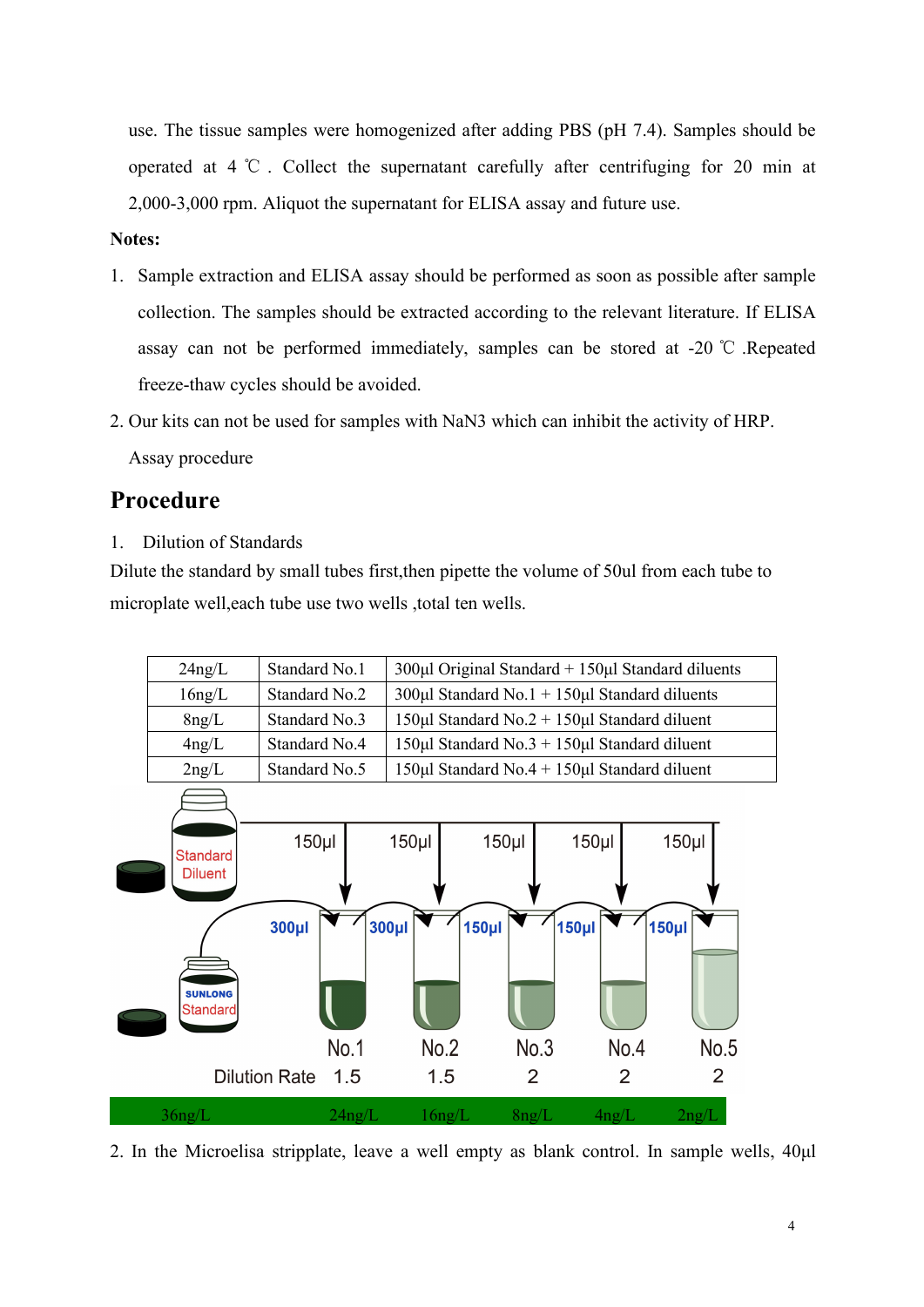use. The tissue samples were homogenized after adding PBS (pH 7.4). Samples should be operated at 4 ℃ . Collect the supernatant carefully after centrifuging for 20 min at 2,000-3,000 rpm. Aliquot the supernatant for ELISA assay and future use.

**Notes:**

1. Sample extraction and ELISA assay should be performed as soon as possible after sample collection. The samples should be extracted according to the relevant literature. If ELISA assay can not be performed immediately, samples can be stored at -20 ℃ .Repeated freeze-thaw cycles should be avoided.
2. Our kits can not be used for samples with $NaN_3$ which can inhibit the activity of HRP.

Assay procedure

## Procedure

1. Dilution of Standards

Dilute the standard by small tubes first,then pipette the volume of 50ul from each tube to microplate well,each tube use two wells ,total ten wells.

| 24ng/L | Standard No.1 | 300μl Original Standard + 150μl Standard diluents |
|---|---|---|
| 16ng/L | Standard No.2 | 300μl Standard No.1 + 150μl Standard diluents |
| 8ng/L | Standard No.3 | 150μl Standard No.2 + 150μl Standard diluent |
| 4ng/L | Standard No.4 | 150μl Standard No.3 + 150μl Standard diluent |
| 2ng/L | Standard No.5 | 150μl Standard No.4 + 150μl Standard diluent |

Standard Diluent; SUNLONG Standard; 150μl 150μl 150μl 150μl 150μl; 300μl 300μl 150μl 150μl 150μl; No.1 No.2 No.3 No.4 No.5

Dilution Rate 1.5 1.5 2 2 2

36ng/L 24ng/L 16ng/L 8ng/L 4ng/L 2ng/L

2. In the Microelisa stripplate, leave a well empty as blank control. In sample wells, 40μl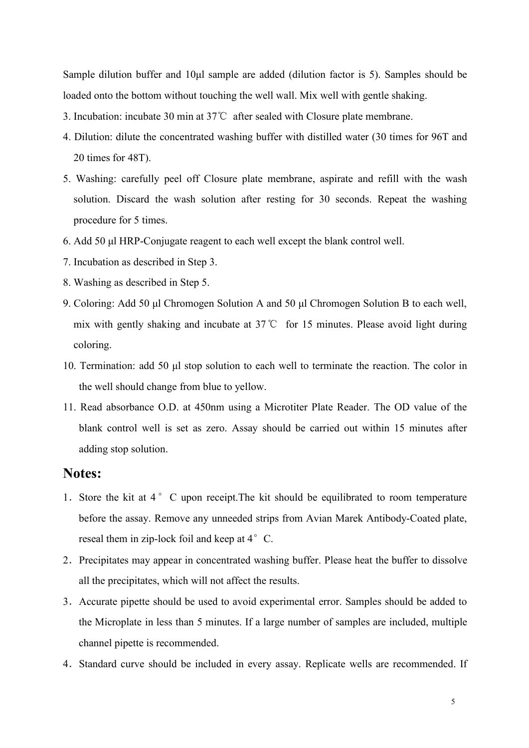Sample dilution buffer and 10μl sample are added (dilution factor is 5). Samples should be loaded onto the bottom without touching the well wall. Mix well with gentle shaking.

3. Incubation: incubate 30 min at 37℃ after sealed with Closure plate membrane.
4. Dilution: dilute the concentrated washing buffer with distilled water (30 times for 96T and 20 times for 48T).
5. Washing: carefully peel off Closure plate membrane, aspirate and refill with the wash solution. Discard the wash solution after resting for 30 seconds. Repeat the washing procedure for 5 times.
6. Add 50 μl HRP-Conjugate reagent to each well except the blank control well.
7. Incubation as described in Step 3.
8. Washing as described in Step 5.
9. Coloring: Add 50 μl Chromogen Solution A and 50 μl Chromogen Solution B to each well, mix with gently shaking and incubate at 37℃ for 15 minutes. Please avoid light during coloring.
10. Termination: add 50 μl stop solution to each well to terminate the reaction. The color in the well should change from blue to yellow.
11. Read absorbance O.D. at 450nm using a Microtiter Plate Reader. The OD value of the blank control well is set as zero. Assay should be carried out within 15 minutes after adding stop solution.

## Notes:

1. Store the kit at 4°C upon receipt.The kit should be equilibrated to room temperature before the assay. Remove any unneeded strips from Avian Marek Antibody-Coated plate, reseal them in zip-lock foil and keep at 4°C.
2. Precipitates may appear in concentrated washing buffer. Please heat the buffer to dissolve all the precipitates, which will not affect the results.
3. Accurate pipette should be used to avoid experimental error. Samples should be added to the Microplate in less than 5 minutes. If a large number of samples are included, multiple channel pipette is recommended.
4. Standard curve should be included in every assay. Replicate wells are recommended. If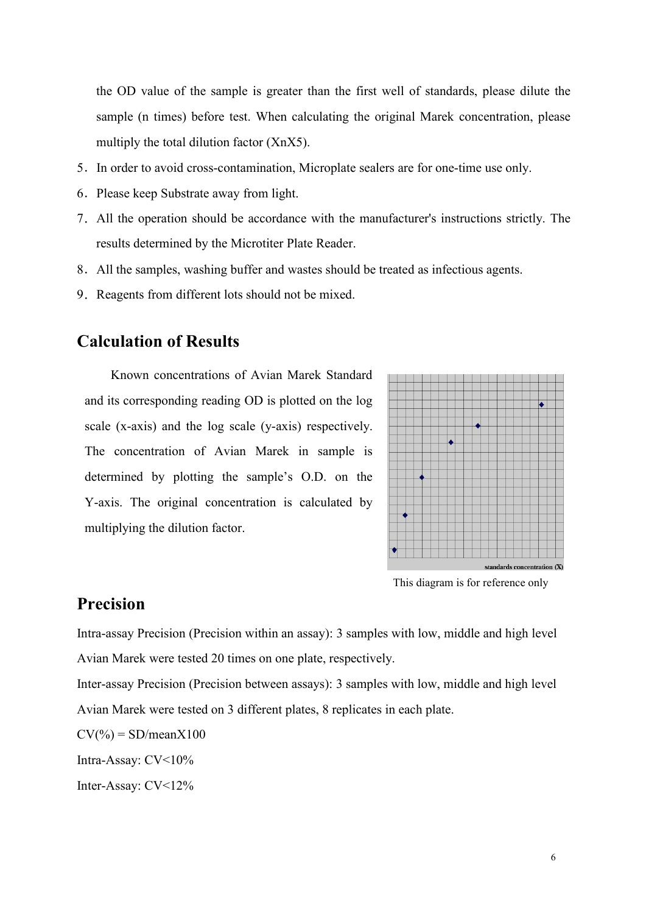the OD value of the sample is greater than the first well of standards, please dilute the sample (n times) before test. When calculating the original Marek concentration, please multiply the total dilution factor (XnX5).

5. In order to avoid cross-contamination, Microplate sealers are for one-time use only.
6. Please keep Substrate away from light.
7. All the operation should be accordance with the manufacturer's instructions strictly. The results determined by the Microtiter Plate Reader.
8. All the samples, washing buffer and wastes should be treated as infectious agents.
9. Reagents from different lots should not be mixed.

## Calculation of Results

Known concentrations of Avian Marek Standard and its corresponding reading OD is plotted on the log scale (x-axis) and the log scale (y-axis) respectively. The concentration of Avian Marek in sample is determined by plotting the sample's O.D. on the Y-axis. The original concentration is calculated by multiplying the dilution factor.

standards concentration (X)

This diagram is for reference only

## Precision

Intra-assay Precision (Precision within an assay): 3 samples with low, middle and high level Avian Marek were tested 20 times on one plate, respectively.

Inter-assay Precision (Precision between assays): 3 samples with low, middle and high level Avian Marek were tested on 3 different plates, 8 replicates in each plate.

CV(%) = SD/meanX100

Intra-Assay: CV<10%

Inter-Assay: CV<12%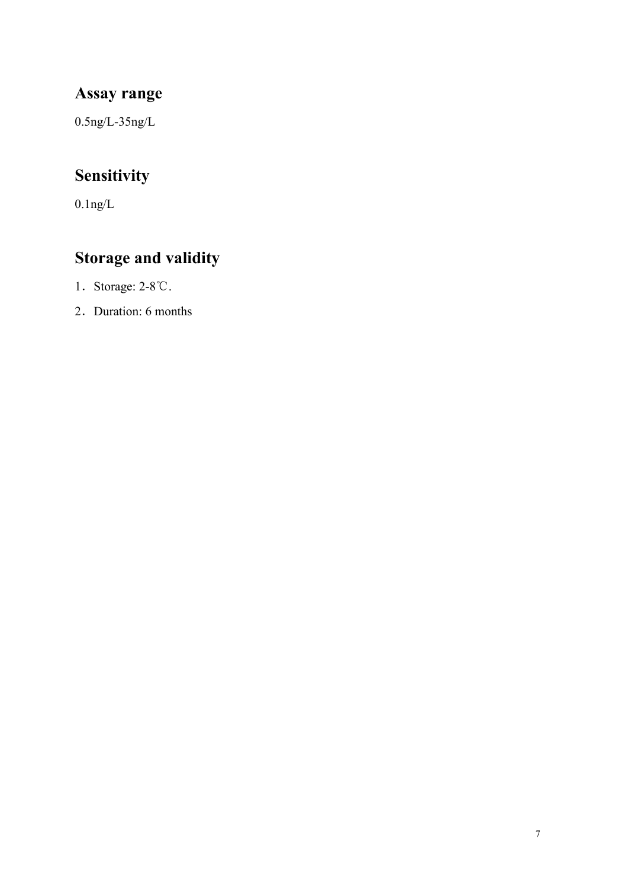## Assay range

0.5ng/L-35ng/L

## Sensitivity

0.1ng/L

## Storage and validity

1．Storage: 2-8℃.

2．Duration: 6 months